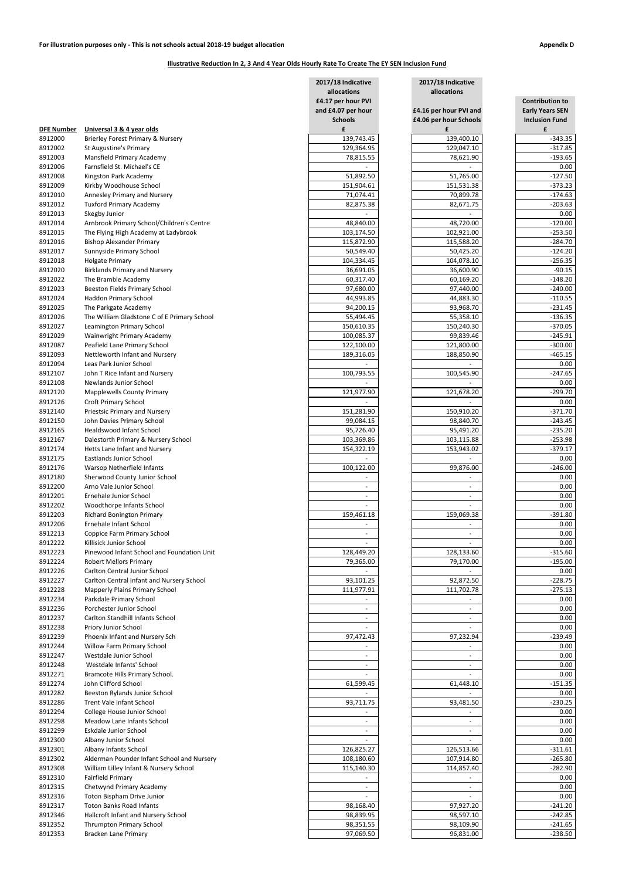**For illustration purposes only - This is not schools actual 2018-19 budget allocation**

**Appendix D**

**Illustrative Reduction In 2, 3 And 4 Year Olds Hourly Rate To Create The EY SEN Inclusion Fund**

| DFE Number | Universal 3 & 4 year olds | 2017/18 Indicative allocations £4.17 per hour PVI and £4.07 per hour Schools £ | 2017/18 Indicative allocations £4.16 per hour PVI and £4.06 per hour Schools £ | Contribution to Early Years SEN Inclusion Fund £ |
|---|---|---|---|---|
| 8912000 | Brierley Forest Primary & Nursery | 139,743.45 | 139,400.10 | -343.35 |
| 8912002 | St Augustine's Primary | 129,364.95 | 129,047.10 | -317.85 |
| 8912003 | Mansfield Primary Academy | 78,815.55 | 78,621.90 | -193.65 |
| 8912006 | Farnsfield St. Michael's CE | - | - | 0.00 |
| 8912008 | Kingston Park Academy | 51,892.50 | 51,765.00 | -127.50 |
| 8912009 | Kirkby Woodhouse School | 151,904.61 | 151,531.38 | -373.23 |
| 8912010 | Annesley Primary and Nursery | 71,074.41 | 70,899.78 | -174.63 |
| 8912012 | Tuxford Primary Academy | 82,875.38 | 82,671.75 | -203.63 |
| 8912013 | Skegby Junior | - | - | 0.00 |
| 8912014 | Arnbrook Primary School/Children's Centre | 48,840.00 | 48,720.00 | -120.00 |
| 8912015 | The Flying High Academy at Ladybrook | 103,174.50 | 102,921.00 | -253.50 |
| 8912016 | Bishop Alexander Primary | 115,872.90 | 115,588.20 | -284.70 |
| 8912017 | Sunnyside Primary School | 50,549.40 | 50,425.20 | -124.20 |
| 8912018 | Holgate Primary | 104,334.45 | 104,078.10 | -256.35 |
| 8912020 | Birklands Primary and Nursery | 36,691.05 | 36,600.90 | -90.15 |
| 8912022 | The Bramble Academy | 60,317.40 | 60,169.20 | -148.20 |
| 8912023 | Beeston Fields Primary School | 97,680.00 | 97,440.00 | -240.00 |
| 8912024 | Haddon Primary School | 44,993.85 | 44,883.30 | -110.55 |
| 8912025 | The Parkgate Academy | 94,200.15 | 93,968.70 | -231.45 |
| 8912026 | The William Gladstone C of E Primary School | 55,494.45 | 55,358.10 | -136.35 |
| 8912027 | Leamington Primary School | 150,610.35 | 150,240.30 | -370.05 |
| 8912029 | Wainwright Primary Academy | 100,085.37 | 99,839.46 | -245.91 |
| 8912087 | Peafield Lane Primary School | 122,100.00 | 121,800.00 | -300.00 |
| 8912093 | Nettleworth Infant and Nursery | 189,316.05 | 188,850.90 | -465.15 |
| 8912094 | Leas Park Junior School | - | - | 0.00 |
| 8912107 | John T Rice Infant and Nursery | 100,793.55 | 100,545.90 | -247.65 |
| 8912108 | Newlands Junior School | - | - | 0.00 |
| 8912120 | Mapplewells County Primary | 121,977.90 | 121,678.20 | -299.70 |
| 8912126 | Croft Primary School | - | - | 0.00 |
| 8912140 | Priestsic Primary and Nursery | 151,281.90 | 150,910.20 | -371.70 |
| 8912150 | John Davies Primary School | 99,084.15 | 98,840.70 | -243.45 |
| 8912165 | Healdswood Infant School | 95,726.40 | 95,491.20 | -235.20 |
| 8912167 | Dalestorth Primary & Nursery School | 103,369.86 | 103,115.88 | -253.98 |
| 8912174 | Hetts Lane Infant and Nursery | 154,322.19 | 153,943.02 | -379.17 |
| 8912175 | Eastlands Junior School | - | - | 0.00 |
| 8912176 | Warsop Netherfield Infants | 100,122.00 | 99,876.00 | -246.00 |
| 8912180 | Sherwood County Junior School | - | - | 0.00 |
| 8912200 | Arno Vale Junior School | - | - | 0.00 |
| 8912201 | Ernehale Junior School | - | - | 0.00 |
| 8912202 | Woodthorpe Infants School | - | - | 0.00 |
| 8912203 | Richard Bonington Primary | 159,461.18 | 159,069.38 | -391.80 |
| 8912206 | Ernehale Infant School | - | - | 0.00 |
| 8912213 | Coppice Farm Primary School | - | - | 0.00 |
| 8912222 | Killisick Junior School | - | - | 0.00 |
| 8912223 | Pinewood Infant School and Foundation Unit | 128,449.20 | 128,133.60 | -315.60 |
| 8912224 | Robert Mellors Primary | 79,365.00 | 79,170.00 | -195.00 |
| 8912226 | Carlton Central Junior School | - | - | 0.00 |
| 8912227 | Carlton Central Infant and Nursery School | 93,101.25 | 92,872.50 | -228.75 |
| 8912228 | Mapperly Plains Primary School | 111,977.91 | 111,702.78 | -275.13 |
| 8912234 | Parkdale Primary School | - | - | 0.00 |
| 8912236 | Porchester Junior School | - | - | 0.00 |
| 8912237 | Carlton Standhill Infants School | - | - | 0.00 |
| 8912238 | Priory Junior School | - | - | 0.00 |
| 8912239 | Phoenix Infant and Nursery Sch | 97,472.43 | 97,232.94 | -239.49 |
| 8912244 | Willow Farm Primary School | - | - | 0.00 |
| 8912247 | Westdale Junior School | - | - | 0.00 |
| 8912248 | Westdale Infants' School | - | - | 0.00 |
| 8912271 | Bramcote Hills Primary School. | - | - | 0.00 |
| 8912274 | John Clifford School | 61,599.45 | 61,448.10 | -151.35 |
| 8912282 | Beeston Rylands Junior School | - | - | 0.00 |
| 8912286 | Trent Vale Infant School | 93,711.75 | 93,481.50 | -230.25 |
| 8912294 | College House Junior School | - | - | 0.00 |
| 8912298 | Meadow Lane Infants School | - | - | 0.00 |
| 8912299 | Eskdale Junior School | - | - | 0.00 |
| 8912300 | Albany Junior School | - | - | 0.00 |
| 8912301 | Albany Infants School | 126,825.27 | 126,513.66 | -311.61 |
| 8912302 | Alderman Pounder Infant School and Nursery | 108,180.60 | 107,914.80 | -265.80 |
| 8912308 | William Lilley Infant & Nursery School | 115,140.30 | 114,857.40 | -282.90 |
| 8912310 | Fairfield Primary | - | - | 0.00 |
| 8912315 | Chetwynd Primary Academy | - | - | 0.00 |
| 8912316 | Toton Bispham Drive Junior | - | - | 0.00 |
| 8912317 | Toton Banks Road Infants | 98,168.40 | 97,927.20 | -241.20 |
| 8912346 | Hallcroft Infant and Nursery School | 98,839.95 | 98,597.10 | -242.85 |
| 8912352 | Thrumpton Primary School | 98,351.55 | 98,109.90 | -241.65 |
| 8912353 | Bracken Lane Primary | 97,069.50 | 96,831.00 | -238.50 |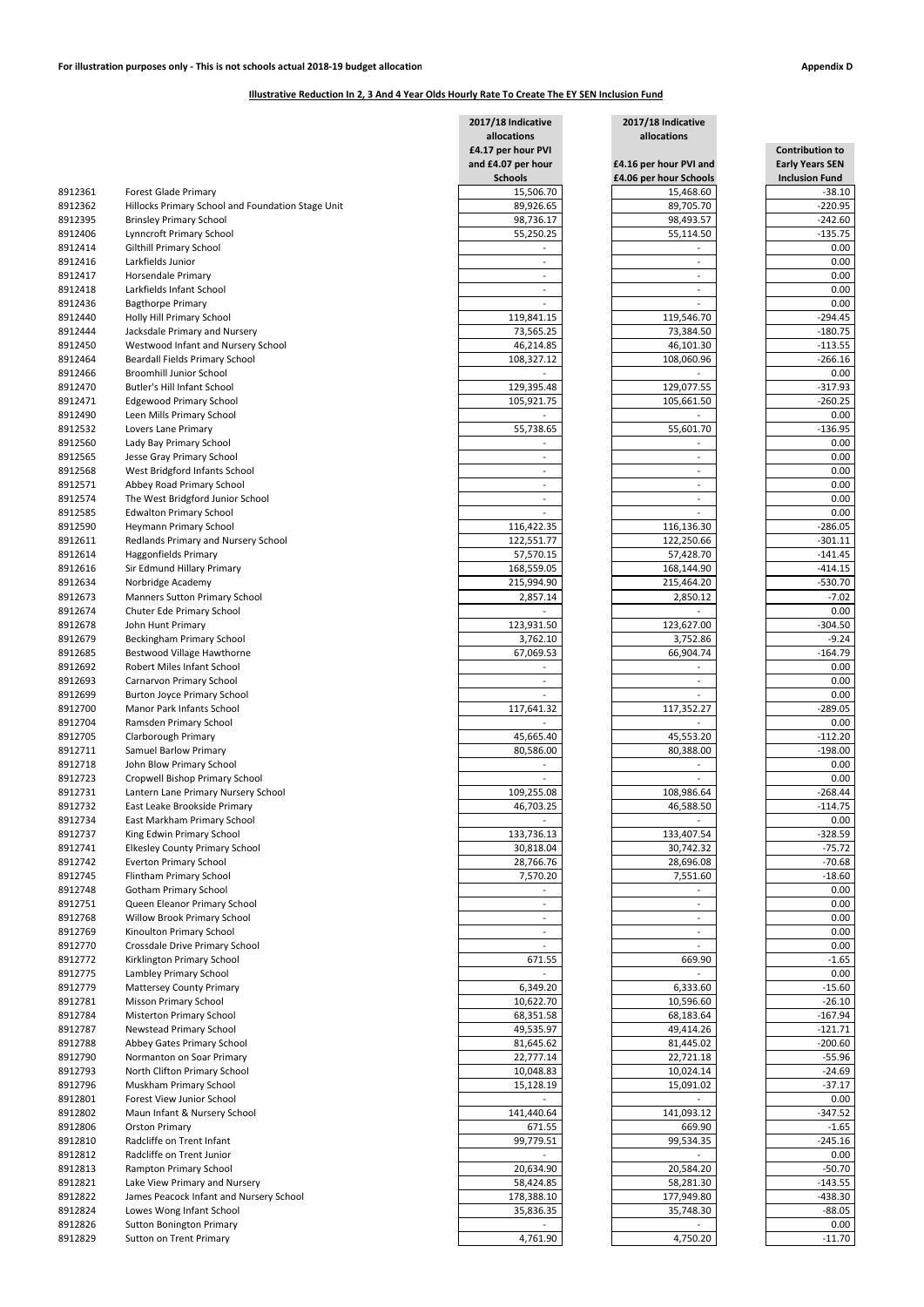**For illustration purposes only - This is not schools actual 2018-19 budget allocation**

**Appendix D**

**Illustrative Reduction In 2, 3 And 4 Year Olds Hourly Rate To Create The EY SEN Inclusion Fund**

| | | 2017/18 Indicative allocations £4.17 per hour PVI and £4.07 per hour Schools | 2017/18 Indicative allocations £4.16 per hour PVI and £4.06 per hour Schools | Contribution to Early Years SEN Inclusion Fund |
|---|---|---|---|---|
| 8912361 | Forest Glade Primary | 15,506.70 | 15,468.60 | -38.10 |
| 8912362 | Hillocks Primary School and Foundation Stage Unit | 89,926.65 | 89,705.70 | -220.95 |
| 8912395 | Brinsley Primary School | 98,736.17 | 98,493.57 | -242.60 |
| 8912406 | Lynncroft Primary School | 55,250.25 | 55,114.50 | -135.75 |
| 8912414 | Gilthill Primary School | - | - | 0.00 |
| 8912416 | Larkfields Junior | - | - | 0.00 |
| 8912417 | Horsendale Primary | - | - | 0.00 |
| 8912418 | Larkfields Infant School | - | - | 0.00 |
| 8912436 | Bagthorpe Primary | - | - | 0.00 |
| 8912440 | Holly Hill Primary School | 119,841.15 | 119,546.70 | -294.45 |
| 8912444 | Jacksdale Primary and Nursery | 73,565.25 | 73,384.50 | -180.75 |
| 8912450 | Westwood Infant and Nursery School | 46,214.85 | 46,101.30 | -113.55 |
| 8912464 | Beardall Fields Primary School | 108,327.12 | 108,060.96 | -266.16 |
| 8912466 | Broomhill Junior School | - | - | 0.00 |
| 8912470 | Butler's Hill Infant School | 129,395.48 | 129,077.55 | -317.93 |
| 8912471 | Edgewood Primary School | 105,921.75 | 105,661.50 | -260.25 |
| 8912490 | Leen Mills Primary School | - | - | 0.00 |
| 8912532 | Lovers Lane Primary | 55,738.65 | 55,601.70 | -136.95 |
| 8912560 | Lady Bay Primary School | - | - | 0.00 |
| 8912565 | Jesse Gray Primary School | - | - | 0.00 |
| 8912568 | West Bridgford Infants School | - | - | 0.00 |
| 8912571 | Abbey Road Primary School | - | - | 0.00 |
| 8912574 | The West Bridgford Junior School | - | - | 0.00 |
| 8912585 | Edwalton Primary School | - | - | 0.00 |
| 8912590 | Heymann Primary School | 116,422.35 | 116,136.30 | -286.05 |
| 8912611 | Redlands Primary and Nursery School | 122,551.77 | 122,250.66 | -301.11 |
| 8912614 | Haggonfields Primary | 57,570.15 | 57,428.70 | -141.45 |
| 8912616 | Sir Edmund Hillary Primary | 168,559.05 | 168,144.90 | -414.15 |
| 8912634 | Norbridge Academy | 215,994.90 | 215,464.20 | -530.70 |
| 8912673 | Manners Sutton Primary School | 2,857.14 | 2,850.12 | -7.02 |
| 8912674 | Chuter Ede Primary School | - | - | 0.00 |
| 8912678 | John Hunt Primary | 123,931.50 | 123,627.00 | -304.50 |
| 8912679 | Beckingham Primary School | 3,762.10 | 3,752.86 | -9.24 |
| 8912685 | Bestwood Village Hawthorne | 67,069.53 | 66,904.74 | -164.79 |
| 8912692 | Robert Miles Infant School | - | - | 0.00 |
| 8912693 | Carnarvon Primary School | - | - | 0.00 |
| 8912699 | Burton Joyce Primary School | - | - | 0.00 |
| 8912700 | Manor Park Infants School | 117,641.32 | 117,352.27 | -289.05 |
| 8912704 | Ramsden Primary School | - | - | 0.00 |
| 8912705 | Clarborough Primary | 45,665.40 | 45,553.20 | -112.20 |
| 8912711 | Samuel Barlow Primary | 80,586.00 | 80,388.00 | -198.00 |
| 8912718 | John Blow Primary School | - | - | 0.00 |
| 8912723 | Cropwell Bishop Primary School | - | - | 0.00 |
| 8912731 | Lantern Lane Primary Nursery School | 109,255.08 | 108,986.64 | -268.44 |
| 8912732 | East Leake Brookside Primary | 46,703.25 | 46,588.50 | -114.75 |
| 8912734 | East Markham Primary School | - | - | 0.00 |
| 8912737 | King Edwin Primary School | 133,736.13 | 133,407.54 | -328.59 |
| 8912741 | Elkesley County Primary School | 30,818.04 | 30,742.32 | -75.72 |
| 8912742 | Everton Primary School | 28,766.76 | 28,696.08 | -70.68 |
| 8912745 | Flintham Primary School | 7,570.20 | 7,551.60 | -18.60 |
| 8912748 | Gotham Primary School | - | - | 0.00 |
| 8912751 | Queen Eleanor Primary School | - | - | 0.00 |
| 8912768 | Willow Brook Primary School | - | - | 0.00 |
| 8912769 | Kinoulton Primary School | - | - | 0.00 |
| 8912770 | Crossdale Drive Primary School | - | - | 0.00 |
| 8912772 | Kirklington Primary School | 671.55 | 669.90 | -1.65 |
| 8912775 | Lambley Primary School | - | - | 0.00 |
| 8912779 | Mattersey County Primary | 6,349.20 | 6,333.60 | -15.60 |
| 8912781 | Misson Primary School | 10,622.70 | 10,596.60 | -26.10 |
| 8912784 | Misterton Primary School | 68,351.58 | 68,183.64 | -167.94 |
| 8912787 | Newstead Primary School | 49,535.97 | 49,414.26 | -121.71 |
| 8912788 | Abbey Gates Primary School | 81,645.62 | 81,445.02 | -200.60 |
| 8912790 | Normanton on Soar Primary | 22,777.14 | 22,721.18 | -55.96 |
| 8912793 | North Clifton Primary School | 10,048.83 | 10,024.14 | -24.69 |
| 8912796 | Muskham Primary School | 15,128.19 | 15,091.02 | -37.17 |
| 8912801 | Forest View Junior School | - | - | 0.00 |
| 8912802 | Maun Infant & Nursery School | 141,440.64 | 141,093.12 | -347.52 |
| 8912806 | Orston Primary | 671.55 | 669.90 | -1.65 |
| 8912810 | Radcliffe on Trent Infant | 99,779.51 | 99,534.35 | -245.16 |
| 8912812 | Radcliffe on Trent Junior | - | - | 0.00 |
| 8912813 | Rampton Primary School | 20,634.90 | 20,584.20 | -50.70 |
| 8912821 | Lake View Primary and Nursery | 58,424.85 | 58,281.30 | -143.55 |
| 8912822 | James Peacock Infant and Nursery School | 178,388.10 | 177,949.80 | -438.30 |
| 8912824 | Lowes Wong Infant School | 35,836.35 | 35,748.30 | -88.05 |
| 8912826 | Sutton Bonington Primary | - | - | 0.00 |
| 8912829 | Sutton on Trent Primary | 4,761.90 | 4,750.20 | -11.70 |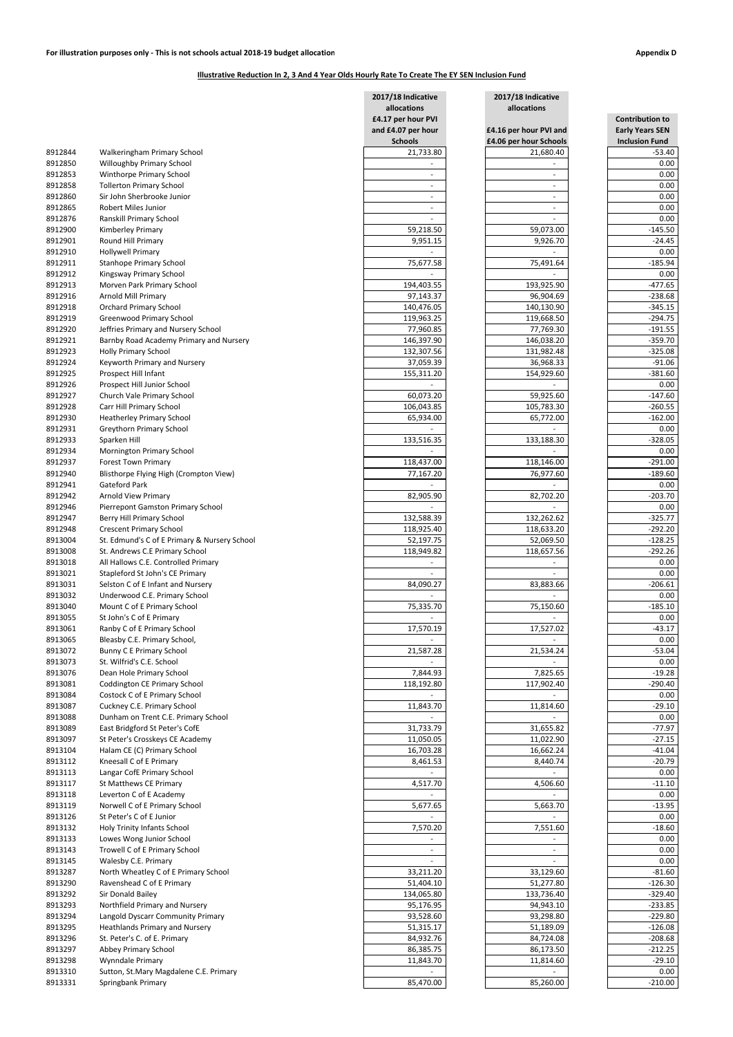**For illustration purposes only - This is not schools actual 2018-19 budget allocation** **Appendix D**

**Illustrative Reduction In 2, 3 And 4 Year Olds Hourly Rate To Create The EY SEN Inclusion Fund**

| | | 2017/18 Indicative allocations £4.17 per hour PVI and £4.07 per hour Schools | 2017/18 Indicative allocations £4.16 per hour PVI and £4.06 per hour Schools | Contribution to Early Years SEN Inclusion Fund |
|---|---|---|---|---|
| 8912844 | Walkeringham Primary School | 21,733.80 | 21,680.40 | -53.40 |
| 8912850 | Willoughby Primary School | - | - | 0.00 |
| 8912853 | Winthorpe Primary School | - | - | 0.00 |
| 8912858 | Tollerton Primary School | - | - | 0.00 |
| 8912860 | Sir John Sherbrooke Junior | - | - | 0.00 |
| 8912865 | Robert Miles Junior | - | - | 0.00 |
| 8912876 | Ranskill Primary School | - | - | 0.00 |
| 8912900 | Kimberley Primary | 59,218.50 | 59,073.00 | -145.50 |
| 8912901 | Round Hill Primary | 9,951.15 | 9,926.70 | -24.45 |
| 8912910 | Hollywell Primary | - | - | 0.00 |
| 8912911 | Stanhope Primary School | 75,677.58 | 75,491.64 | -185.94 |
| 8912912 | Kingsway Primary School | - | - | 0.00 |
| 8912913 | Morven Park Primary School | 194,403.55 | 193,925.90 | -477.65 |
| 8912916 | Arnold Mill Primary | 97,143.37 | 96,904.69 | -238.68 |
| 8912918 | Orchard Primary School | 140,476.05 | 140,130.90 | -345.15 |
| 8912919 | Greenwood Primary School | 119,963.25 | 119,668.50 | -294.75 |
| 8912920 | Jeffries Primary and Nursery School | 77,960.85 | 77,769.30 | -191.55 |
| 8912921 | Barnby Road Academy Primary and Nursery | 146,397.90 | 146,038.20 | -359.70 |
| 8912923 | Holly Primary School | 132,307.56 | 131,982.48 | -325.08 |
| 8912924 | Keyworth Primary and Nursery | 37,059.39 | 36,968.33 | -91.06 |
| 8912925 | Prospect Hill Infant | 155,311.20 | 154,929.60 | -381.60 |
| 8912926 | Prospect Hill Junior School | - | - | 0.00 |
| 8912927 | Church Vale Primary School | 60,073.20 | 59,925.60 | -147.60 |
| 8912928 | Carr Hill Primary School | 106,043.85 | 105,783.30 | -260.55 |
| 8912930 | Heatherley Primary School | 65,934.00 | 65,772.00 | -162.00 |
| 8912931 | Greythorn Primary School | - | - | 0.00 |
| 8912933 | Sparken Hill | 133,516.35 | 133,188.30 | -328.05 |
| 8912934 | Mornington Primary School | - | - | 0.00 |
| 8912937 | Forest Town Primary | 118,437.00 | 118,146.00 | -291.00 |
| 8912940 | Blisthorpe Flying High (Crompton View) | 77,167.20 | 76,977.60 | -189.60 |
| 8912941 | Gateford Park | - | - | 0.00 |
| 8912942 | Arnold View Primary | 82,905.90 | 82,702.20 | -203.70 |
| 8912946 | Pierrepont Gamston Primary School | - | - | 0.00 |
| 8912947 | Berry Hill Primary School | 132,588.39 | 132,262.62 | -325.77 |
| 8912948 | Crescent Primary School | 118,925.40 | 118,633.20 | -292.20 |
| 8913004 | St. Edmund's C of E Primary & Nursery School | 52,197.75 | 52,069.50 | -128.25 |
| 8913008 | St. Andrews C.E Primary School | 118,949.82 | 118,657.56 | -292.26 |
| 8913018 | All Hallows C.E. Controlled Primary | - | - | 0.00 |
| 8913021 | Stapleford St John's CE Primary | - | - | 0.00 |
| 8913031 | Selston C of E Infant and Nursery | 84,090.27 | 83,883.66 | -206.61 |
| 8913032 | Underwood C.E. Primary School | - | - | 0.00 |
| 8913040 | Mount C of E Primary School | 75,335.70 | 75,150.60 | -185.10 |
| 8913055 | St John's C of E Primary | - | - | 0.00 |
| 8913061 | Ranby C of E Primary School | 17,570.19 | 17,527.02 | -43.17 |
| 8913065 | Bleasby C.E. Primary School, | - | - | 0.00 |
| 8913072 | Bunny C E Primary School | 21,587.28 | 21,534.24 | -53.04 |
| 8913073 | St. Wilfrid's C.E. School | - | - | 0.00 |
| 8913076 | Dean Hole Primary School | 7,844.93 | 7,825.65 | -19.28 |
| 8913081 | Coddington CE Primary School | 118,192.80 | 117,902.40 | -290.40 |
| 8913084 | Costock C of E Primary School | - | - | 0.00 |
| 8913087 | Cuckney C.E. Primary School | 11,843.70 | 11,814.60 | -29.10 |
| 8913088 | Dunham on Trent C.E. Primary School | - | - | 0.00 |
| 8913089 | East Bridgford St Peter's CofE | 31,733.79 | 31,655.82 | -77.97 |
| 8913097 | St Peter's Crosskeys CE Academy | 11,050.05 | 11,022.90 | -27.15 |
| 8913104 | Halam CE (C) Primary School | 16,703.28 | 16,662.24 | -41.04 |
| 8913112 | Kneesall C of E Primary | 8,461.53 | 8,440.74 | -20.79 |
| 8913113 | Langar CofE Primary School | - | - | 0.00 |
| 8913117 | St Matthews CE Primary | 4,517.70 | 4,506.60 | -11.10 |
| 8913118 | Leverton C of E Academy | - | - | 0.00 |
| 8913119 | Norwell C of E Primary School | 5,677.65 | 5,663.70 | -13.95 |
| 8913126 | St Peter's C of E Junior | - | - | 0.00 |
| 8913132 | Holy Trinity Infants School | 7,570.20 | 7,551.60 | -18.60 |
| 8913133 | Lowes Wong Junior School | - | - | 0.00 |
| 8913143 | Trowell C of E Primary School | - | - | 0.00 |
| 8913145 | Walesby C.E. Primary | - | - | 0.00 |
| 8913287 | North Wheatley C of E Primary School | 33,211.20 | 33,129.60 | -81.60 |
| 8913290 | Ravenshead C of E Primary | 51,404.10 | 51,277.80 | -126.30 |
| 8913292 | Sir Donald Bailey | 134,065.80 | 133,736.40 | -329.40 |
| 8913293 | Northfield Primary and Nursery | 95,176.95 | 94,943.10 | -233.85 |
| 8913294 | Langold Dyscarr Community Primary | 93,528.60 | 93,298.80 | -229.80 |
| 8913295 | Heathlands Primary and Nursery | 51,315.17 | 51,189.09 | -126.08 |
| 8913296 | St. Peter's C. of E. Primary | 84,932.76 | 84,724.08 | -208.68 |
| 8913297 | Abbey Primary School | 86,385.75 | 86,173.50 | -212.25 |
| 8913298 | Wynndale Primary | 11,843.70 | 11,814.60 | -29.10 |
| 8913310 | Sutton, St.Mary Magdalene C.E. Primary | - | - | 0.00 |
| 8913331 | Springbank Primary | 85,470.00 | 85,260.00 | -210.00 |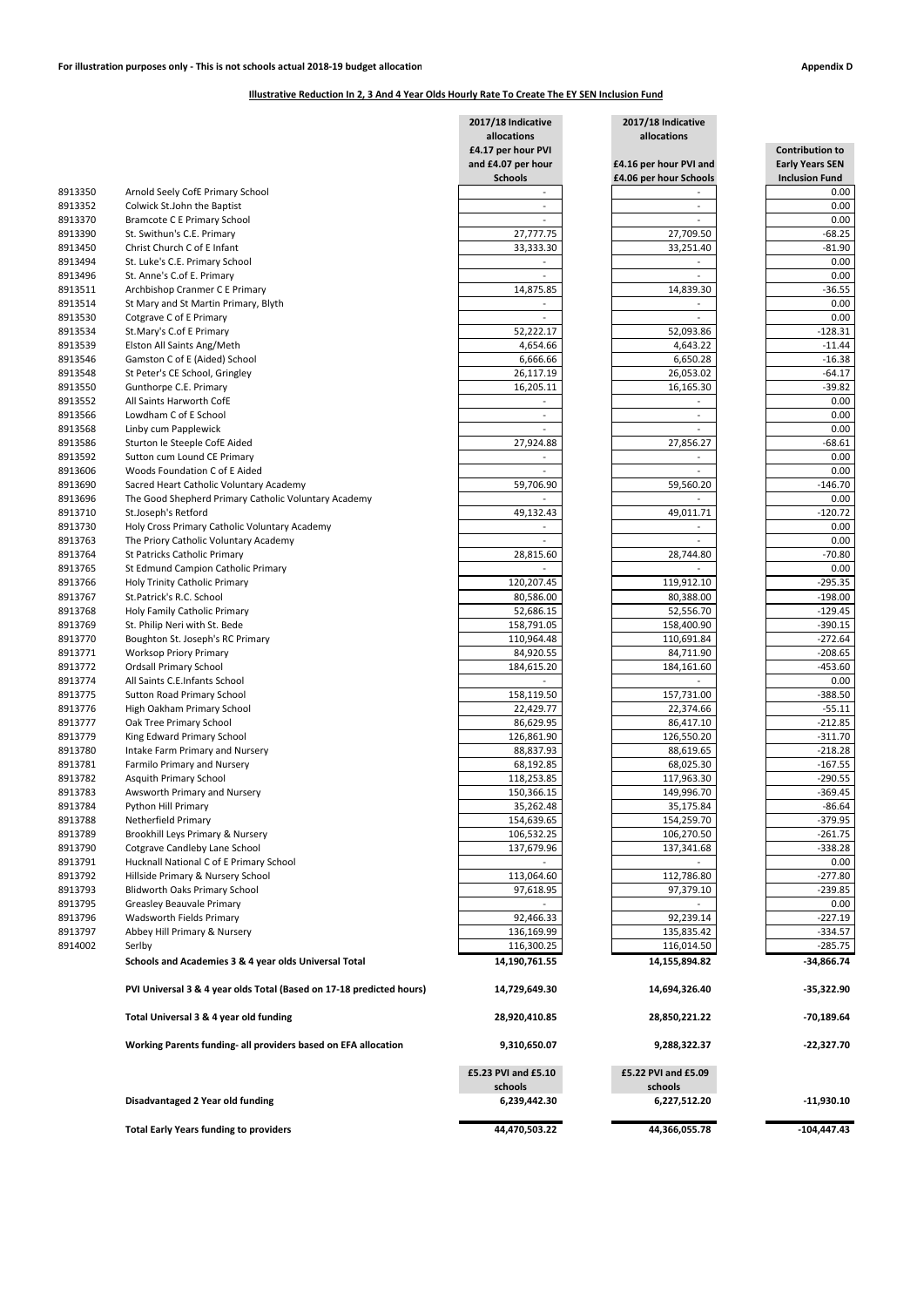**For illustration purposes only - This is not schools actual 2018-19 budget allocation**

**Appendix D**

**Illustrative Reduction In 2, 3 And 4 Year Olds Hourly Rate To Create The EY SEN Inclusion Fund**

| | | 2017/18 Indicative allocations £4.17 per hour PVI and £4.07 per hour Schools | 2017/18 Indicative allocations £4.16 per hour PVI and £4.06 per hour Schools | Contribution to Early Years SEN Inclusion Fund |
|---|---|---|---|---|
| 8913350 | Arnold Seely CofE Primary School | - | - | 0.00 |
| 8913352 | Colwick St.John the Baptist | - | - | 0.00 |
| 8913370 | Bramcote C E Primary School | - | - | 0.00 |
| 8913390 | St. Swithun's C.E. Primary | 27,777.75 | 27,709.50 | -68.25 |
| 8913450 | Christ Church C of E Infant | 33,333.30 | 33,251.40 | -81.90 |
| 8913494 | St. Luke's C.E. Primary School | - | - | 0.00 |
| 8913496 | St. Anne's C.of E. Primary | - | - | 0.00 |
| 8913511 | Archbishop Cranmer C E Primary | 14,875.85 | 14,839.30 | -36.55 |
| 8913514 | St Mary and St Martin Primary, Blyth | - | - | 0.00 |
| 8913530 | Cotgrave C of E Primary | - | - | 0.00 |
| 8913534 | St.Mary's C.of E Primary | 52,222.17 | 52,093.86 | -128.31 |
| 8913539 | Elston All Saints Ang/Meth | 4,654.66 | 4,643.22 | -11.44 |
| 8913546 | Gamston C of E (Aided) School | 6,666.66 | 6,650.28 | -16.38 |
| 8913548 | St Peter's CE School, Gringley | 26,117.19 | 26,053.02 | -64.17 |
| 8913550 | Gunthorpe C.E. Primary | 16,205.11 | 16,165.30 | -39.82 |
| 8913552 | All Saints Harworth CofE | - | - | 0.00 |
| 8913566 | Lowdham C of E School | - | - | 0.00 |
| 8913568 | Linby cum Papplewick | - | - | 0.00 |
| 8913586 | Sturton le Steeple CofE Aided | 27,924.88 | 27,856.27 | -68.61 |
| 8913592 | Sutton cum Lound CE Primary | - | - | 0.00 |
| 8913606 | Woods Foundation C of E Aided | - | - | 0.00 |
| 8913690 | Sacred Heart Catholic Voluntary Academy | 59,706.90 | 59,560.20 | -146.70 |
| 8913696 | The Good Shepherd Primary Catholic Voluntary Academy | - | - | 0.00 |
| 8913710 | St.Joseph's Retford | 49,132.43 | 49,011.71 | -120.72 |
| 8913730 | Holy Cross Primary Catholic Voluntary Academy | - | - | 0.00 |
| 8913763 | The Priory Catholic Voluntary Academy | - | - | 0.00 |
| 8913764 | St Patricks Catholic Primary | 28,815.60 | 28,744.80 | -70.80 |
| 8913765 | St Edmund Campion Catholic Primary | - | - | 0.00 |
| 8913766 | Holy Trinity Catholic Primary | 120,207.45 | 119,912.10 | -295.35 |
| 8913767 | St.Patrick's R.C. School | 80,586.00 | 80,388.00 | -198.00 |
| 8913768 | Holy Family Catholic Primary | 52,686.15 | 52,556.70 | -129.45 |
| 8913769 | St. Philip Neri with St. Bede | 158,791.05 | 158,400.90 | -390.15 |
| 8913770 | Boughton St. Joseph's RC Primary | 110,964.48 | 110,691.84 | -272.64 |
| 8913771 | Worksop Priory Primary | 84,920.55 | 84,711.90 | -208.65 |
| 8913772 | Ordsall Primary School | 184,615.20 | 184,161.60 | -453.60 |
| 8913774 | All Saints C.E.Infants School | - | - | 0.00 |
| 8913775 | Sutton Road Primary School | 158,119.50 | 157,731.00 | -388.50 |
| 8913776 | High Oakham Primary School | 22,429.77 | 22,374.66 | -55.11 |
| 8913777 | Oak Tree Primary School | 86,629.95 | 86,417.10 | -212.85 |
| 8913779 | King Edward Primary School | 126,861.90 | 126,550.20 | -311.70 |
| 8913780 | Intake Farm Primary and Nursery | 88,837.93 | 88,619.65 | -218.28 |
| 8913781 | Farmilo Primary and Nursery | 68,192.85 | 68,025.30 | -167.55 |
| 8913782 | Asquith Primary School | 118,253.85 | 117,963.30 | -290.55 |
| 8913783 | Awsworth Primary and Nursery | 150,366.15 | 149,996.70 | -369.45 |
| 8913784 | Python Hill Primary | 35,262.48 | 35,175.84 | -86.64 |
| 8913788 | Netherfield Primary | 154,639.65 | 154,259.70 | -379.95 |
| 8913789 | Brookhill Leys Primary & Nursery | 106,532.25 | 106,270.50 | -261.75 |
| 8913790 | Cotgrave Candleby Lane School | 137,679.96 | 137,341.68 | -338.28 |
| 8913791 | Hucknall National C of E Primary School | - | - | 0.00 |
| 8913792 | Hillside Primary & Nursery School | 113,064.60 | 112,786.80 | -277.80 |
| 8913793 | Blidworth Oaks Primary School | 97,618.95 | 97,379.10 | -239.85 |
| 8913795 | Greasley Beauvale Primary | - | - | 0.00 |
| 8913796 | Wadsworth Fields Primary | 92,466.33 | 92,239.14 | -227.19 |
| 8913797 | Abbey Hill Primary & Nursery | 136,169.99 | 135,835.42 | -334.57 |
| 8914002 | Serlby | 116,300.25 | 116,014.50 | -285.75 |
| | **Schools and Academies 3 & 4 year olds Universal Total** | **14,190,761.55** | **14,155,894.82** | **-34,866.74** |
| | **PVI Universal 3 & 4 year olds Total (Based on 17-18 predicted hours)** | **14,729,649.30** | **14,694,326.40** | **-35,322.90** |
| | **Total Universal 3 & 4 year old funding** | **28,920,410.85** | **28,850,221.22** | **-70,189.64** |
| | **Working Parents funding- all providers based on EFA allocation** | **9,310,650.07** | **9,288,322.37** | **-22,327.70** |
| | | **£5.23 PVI and £5.10 schools** | **£5.22 PVI and £5.09 schools** | |
| | **Disadvantaged 2 Year old funding** | **6,239,442.30** | **6,227,512.20** | **-11,930.10** |
| | **Total Early Years funding to providers** | **44,470,503.22** | **44,366,055.78** | **-104,447.43** |